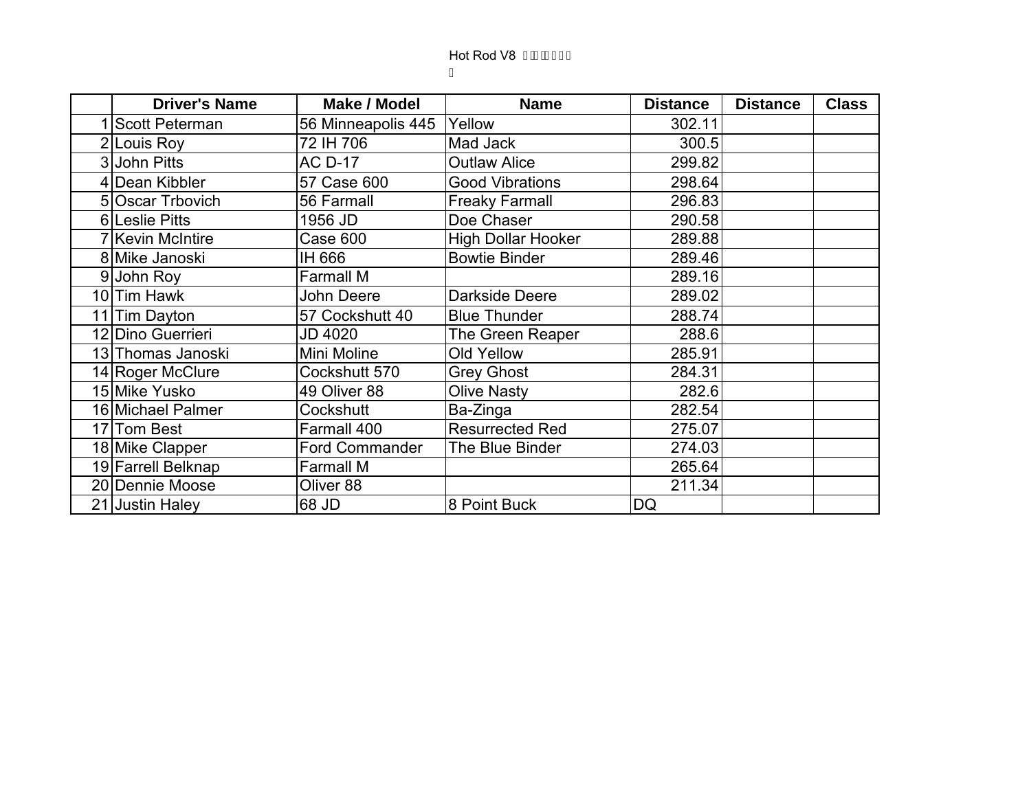Hot Rod V8

| | Driver's Name | Make / Model | Name | Distance | Distance | Class |
|---|---|---|---|---|---|---|
| 1 | Scott Peterman | 56 Minneapolis 445 | Yellow | 302.11 | | |
| 2 | Louis Roy | 72 IH 706 | Mad Jack | 300.5 | | |
| 3 | John Pitts | AC D-17 | Outlaw Alice | 299.82 | | |
| 4 | Dean Kibbler | 57 Case 600 | Good Vibrations | 298.64 | | |
| 5 | Oscar Trbovich | 56 Farmall | Freaky Farmall | 296.83 | | |
| 6 | Leslie Pitts | 1956 JD | Doe Chaser | 290.58 | | |
| 7 | Kevin McIntire | Case 600 | High Dollar Hooker | 289.88 | | |
| 8 | Mike Janoski | IH 666 | Bowtie Binder | 289.46 | | |
| 9 | John Roy | Farmall M | | 289.16 | | |
| 10 | Tim Hawk | John Deere | Darkside Deere | 289.02 | | |
| 11 | Tim Dayton | 57 Cockshutt 40 | Blue Thunder | 288.74 | | |
| 12 | Dino Guerrieri | JD 4020 | The Green Reaper | 288.6 | | |
| 13 | Thomas Janoski | Mini Moline | Old Yellow | 285.91 | | |
| 14 | Roger McClure | Cockshutt 570 | Grey Ghost | 284.31 | | |
| 15 | Mike Yusko | 49 Oliver 88 | Olive Nasty | 282.6 | | |
| 16 | Michael Palmer | Cockshutt | Ba-Zinga | 282.54 | | |
| 17 | Tom Best | Farmall 400 | Resurrected Red | 275.07 | | |
| 18 | Mike Clapper | Ford Commander | The Blue Binder | 274.03 | | |
| 19 | Farrell Belknap | Farmall M | | 265.64 | | |
| 20 | Dennie Moose | Oliver 88 | | 211.34 | | |
| 21 | Justin Haley | 68 JD | 8 Point Buck | DQ | | |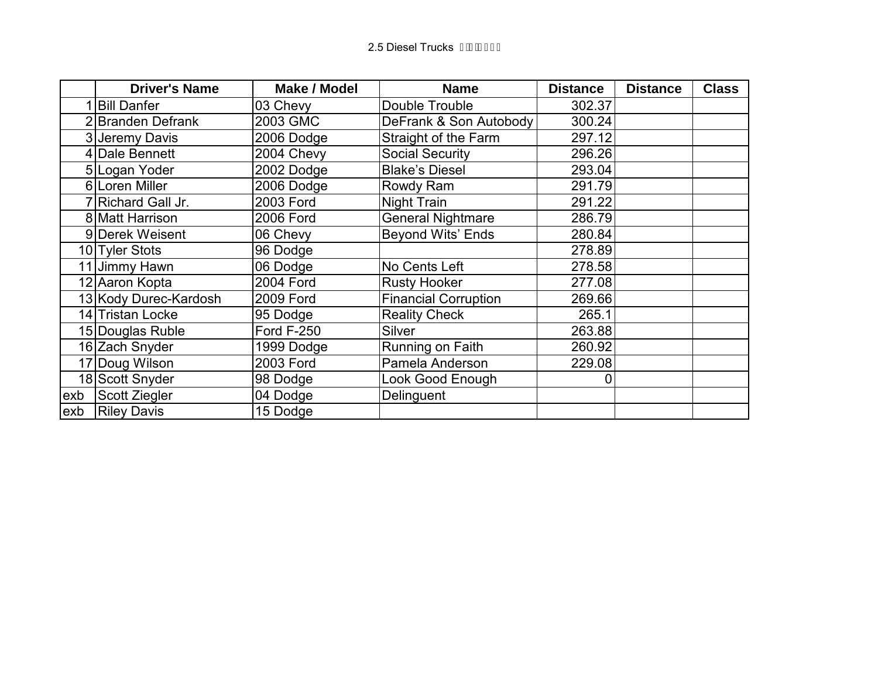2.5 Diesel Trucks

| | Driver's Name | Make / Model | Name | Distance | Distance | Class |
|---|---|---|---|---|---|---|
| 1 | Bill Danfer | 03 Chevy | Double Trouble | 302.37 | | |
| 2 | Branden Defrank | 2003 GMC | DeFrank & Son Autobody | 300.24 | | |
| 3 | Jeremy Davis | 2006 Dodge | Straight of the Farm | 297.12 | | |
| 4 | Dale Bennett | 2004 Chevy | Social Security | 296.26 | | |
| 5 | Logan Yoder | 2002 Dodge | Blake's Diesel | 293.04 | | |
| 6 | Loren Miller | 2006 Dodge | Rowdy Ram | 291.79 | | |
| 7 | Richard Gall Jr. | 2003 Ford | Night Train | 291.22 | | |
| 8 | Matt Harrison | 2006 Ford | General Nightmare | 286.79 | | |
| 9 | Derek Weisent | 06 Chevy | Beyond Wits' Ends | 280.84 | | |
| 10 | Tyler Stots | 96 Dodge | | 278.89 | | |
| 11 | Jimmy Hawn | 06 Dodge | No Cents Left | 278.58 | | |
| 12 | Aaron Kopta | 2004 Ford | Rusty Hooker | 277.08 | | |
| 13 | Kody Durec-Kardosh | 2009 Ford | Financial Corruption | 269.66 | | |
| 14 | Tristan Locke | 95 Dodge | Reality Check | 265.1 | | |
| 15 | Douglas Ruble | Ford F-250 | Silver | 263.88 | | |
| 16 | Zach Snyder | 1999 Dodge | Running on Faith | 260.92 | | |
| 17 | Doug Wilson | 2003 Ford | Pamela Anderson | 229.08 | | |
| 18 | Scott Snyder | 98 Dodge | Look Good Enough | 0 | | |
| exb | Scott Ziegler | 04 Dodge | Delinguent | | | |
| exb | Riley Davis | 15 Dodge | | | | |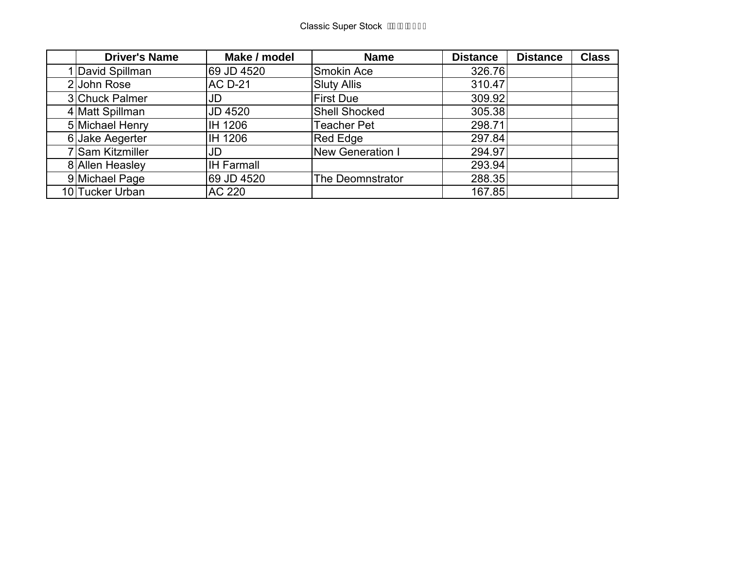Classic Super Stock

| | Driver's Name | Make / model | Name | Distance | Distance | Class |
|---|---|---|---|---|---|---|
| 1 | David Spillman | 69 JD 4520 | Smokin Ace | 326.76 | | |
| 2 | John Rose | AC D-21 | Sluty Allis | 310.47 | | |
| 3 | Chuck Palmer | JD | First Due | 309.92 | | |
| 4 | Matt Spillman | JD 4520 | Shell Shocked | 305.38 | | |
| 5 | Michael Henry | IH 1206 | Teacher Pet | 298.71 | | |
| 6 | Jake Aegerter | IH 1206 | Red Edge | 297.84 | | |
| 7 | Sam Kitzmiller | JD | New Generation I | 294.97 | | |
| 8 | Allen Heasley | IH Farmall | | 293.94 | | |
| 9 | Michael Page | 69 JD 4520 | The Deomnstrator | 288.35 | | |
| 10 | Tucker Urban | AC 220 | | 167.85 | | |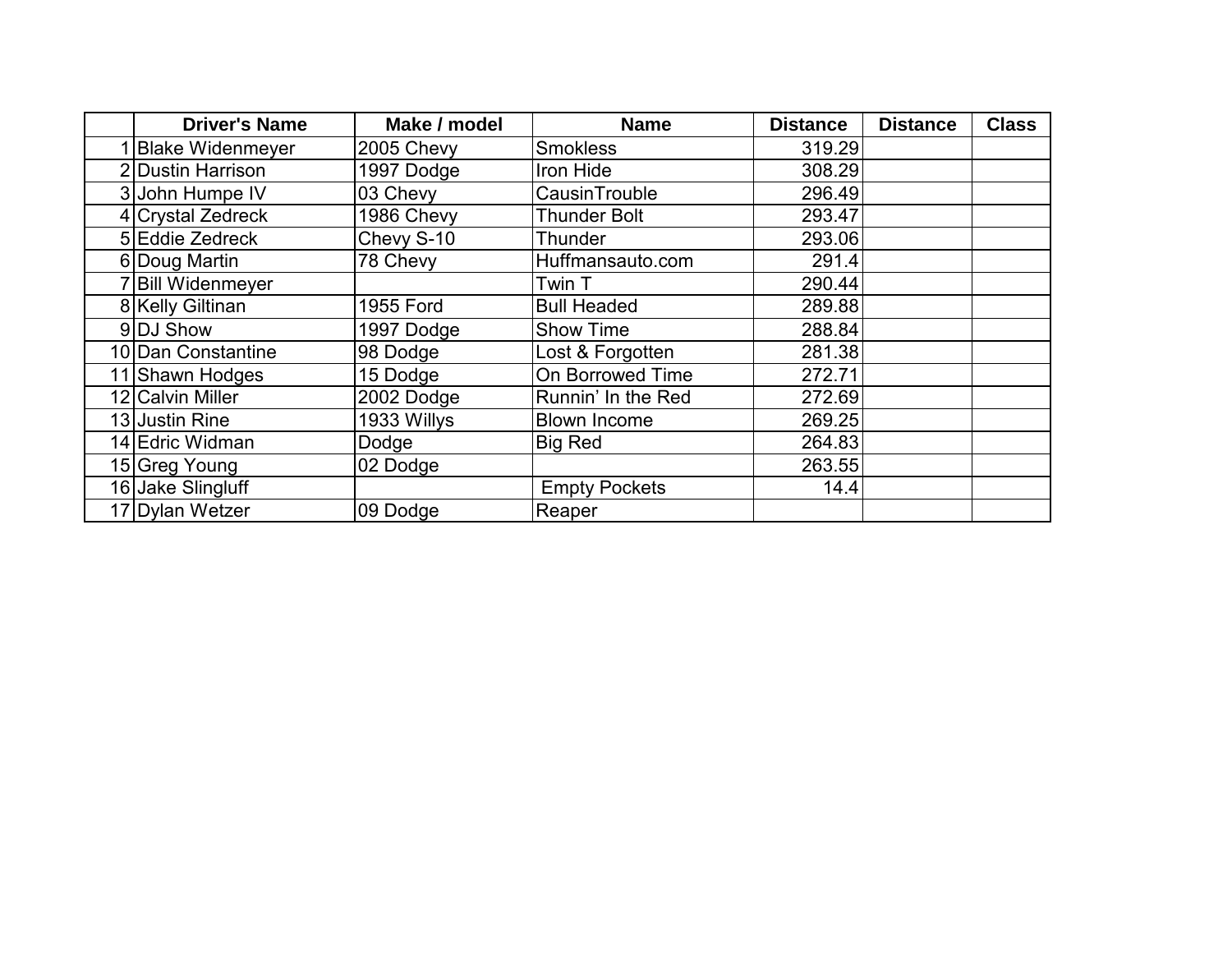| | Driver's Name | Make / model | Name | Distance | Distance | Class |
|---|---|---|---|---|---|---|
| 1 | Blake Widenmeyer | 2005 Chevy | Smokless | 319.29 | | |
| 2 | Dustin Harrison | 1997 Dodge | Iron Hide | 308.29 | | |
| 3 | John Humpe IV | 03 Chevy | CausinTrouble | 296.49 | | |
| 4 | Crystal Zedreck | 1986 Chevy | Thunder Bolt | 293.47 | | |
| 5 | Eddie Zedreck | Chevy S-10 | Thunder | 293.06 | | |
| 6 | Doug Martin | 78 Chevy | Huffmansauto.com | 291.4 | | |
| 7 | Bill Widenmeyer | | Twin T | 290.44 | | |
| 8 | Kelly Giltinan | 1955 Ford | Bull Headed | 289.88 | | |
| 9 | DJ Show | 1997 Dodge | Show Time | 288.84 | | |
| 10 | Dan Constantine | 98 Dodge | Lost & Forgotten | 281.38 | | |
| 11 | Shawn Hodges | 15 Dodge | On Borrowed Time | 272.71 | | |
| 12 | Calvin Miller | 2002 Dodge | Runnin' In the Red | 272.69 | | |
| 13 | Justin Rine | 1933 Willys | Blown Income | 269.25 | | |
| 14 | Edric Widman | Dodge | Big Red | 264.83 | | |
| 15 | Greg Young | 02 Dodge | | 263.55 | | |
| 16 | Jake Slingluff | | Empty Pockets | 14.4 | | |
| 17 | Dylan Wetzer | 09 Dodge | Reaper | | | |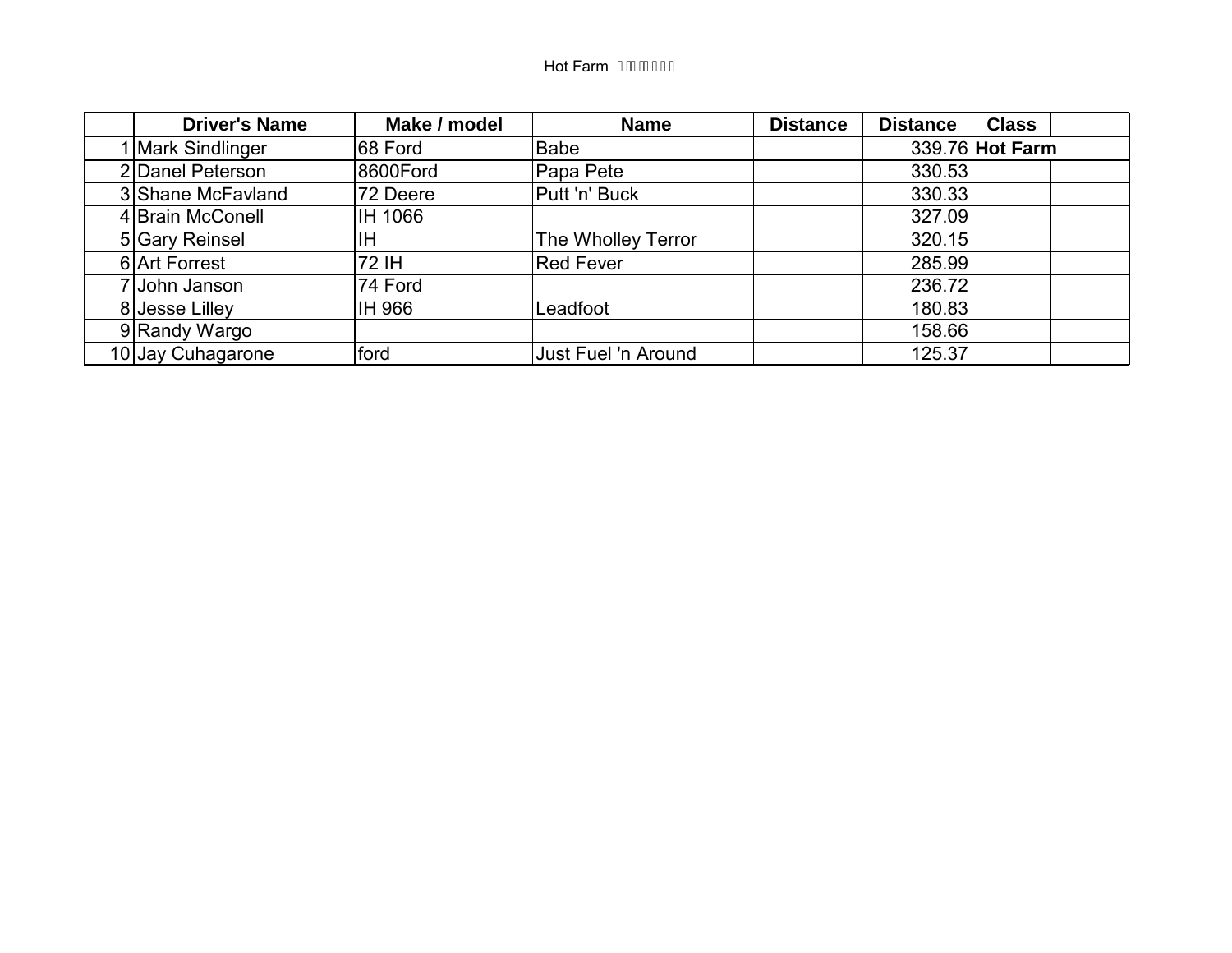Hot Farm

| | Driver's Name | Make / model | Name | Distance | Distance | Class | |
|---|---|---|---|---|---|---|---|
| 1 | Mark Sindlinger | 68 Ford | Babe | | 339.76 | **Hot Farm** | |
| 2 | Danel Peterson | 8600Ford | Papa Pete | | 330.53 | | |
| 3 | Shane McFavland | 72 Deere | Putt 'n' Buck | | 330.33 | | |
| 4 | Brain McConell | IH 1066 | | | 327.09 | | |
| 5 | Gary Reinsel | IH | The Wholley Terror | | 320.15 | | |
| 6 | Art Forrest | 72 IH | Red Fever | | 285.99 | | |
| 7 | John Janson | 74 Ford | | | 236.72 | | |
| 8 | Jesse Lilley | IH 966 | Leadfoot | | 180.83 | | |
| 9 | Randy Wargo | | | | 158.66 | | |
| 10 | Jay Cuhagarone | ford | Just Fuel 'n Around | | 125.37 | | |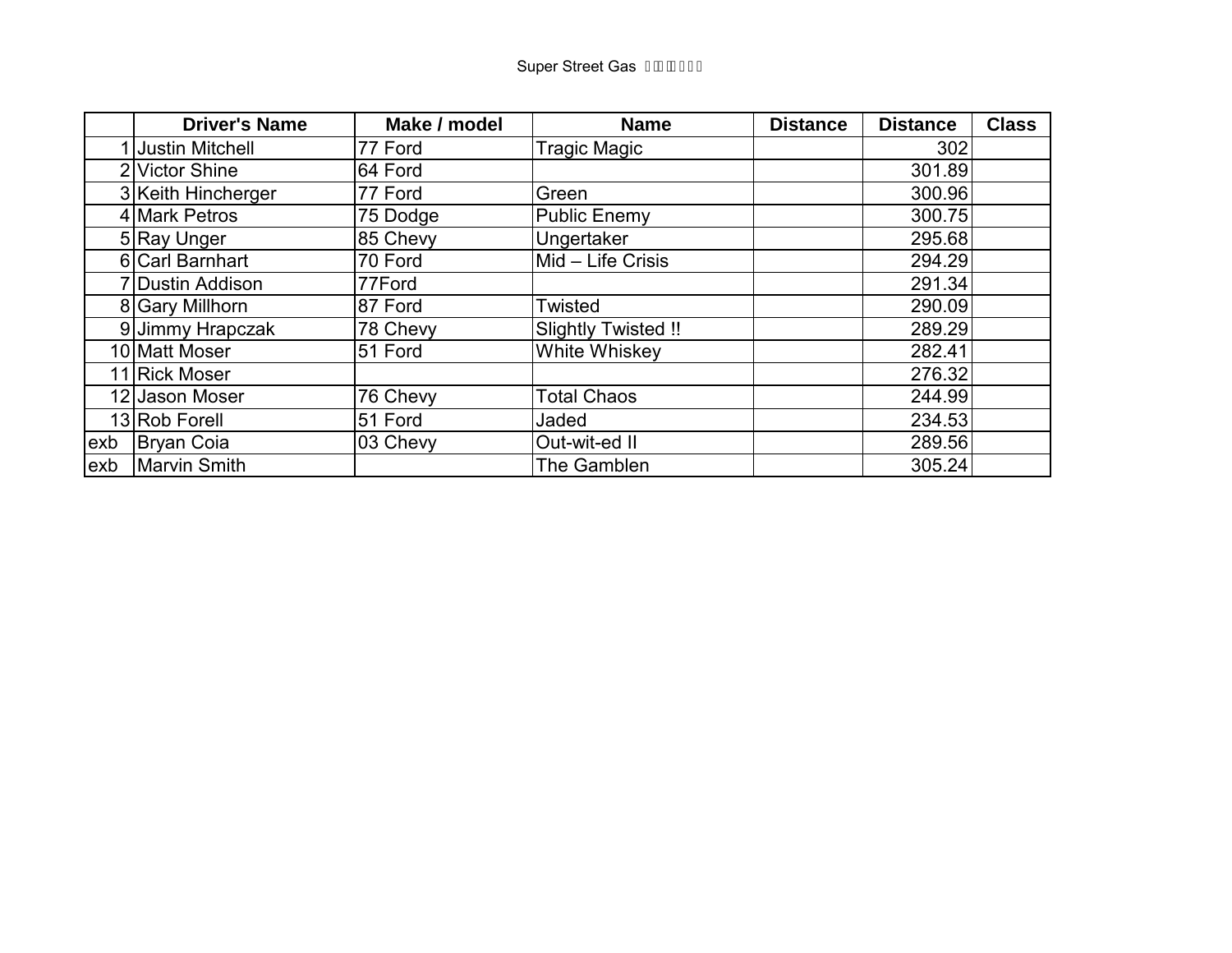Super Street Gas

| | Driver's Name | Make / model | Name | Distance | Distance | Class |
|---|---|---|---|---|---|---|
| 1 | Justin Mitchell | 77 Ford | Tragic Magic | | 302 | |
| 2 | Victor Shine | 64 Ford | | | 301.89 | |
| 3 | Keith Hincherger | 77 Ford | Green | | 300.96 | |
| 4 | Mark Petros | 75 Dodge | Public Enemy | | 300.75 | |
| 5 | Ray Unger | 85 Chevy | Ungertaker | | 295.68 | |
| 6 | Carl Barnhart | 70 Ford | Mid – Life Crisis | | 294.29 | |
| 7 | Dustin Addison | 77Ford | | | 291.34 | |
| 8 | Gary Millhorn | 87 Ford | Twisted | | 290.09 | |
| 9 | Jimmy Hrapczak | 78 Chevy | Slightly Twisted !! | | 289.29 | |
| 10 | Matt Moser | 51 Ford | White Whiskey | | 282.41 | |
| 11 | Rick Moser | | | | 276.32 | |
| 12 | Jason Moser | 76 Chevy | Total Chaos | | 244.99 | |
| 13 | Rob Forell | 51 Ford | Jaded | | 234.53 | |
| exb | Bryan Coia | 03 Chevy | Out-wit-ed II | | 289.56 | |
| exb | Marvin Smith | | The Gamblen | | 305.24 | |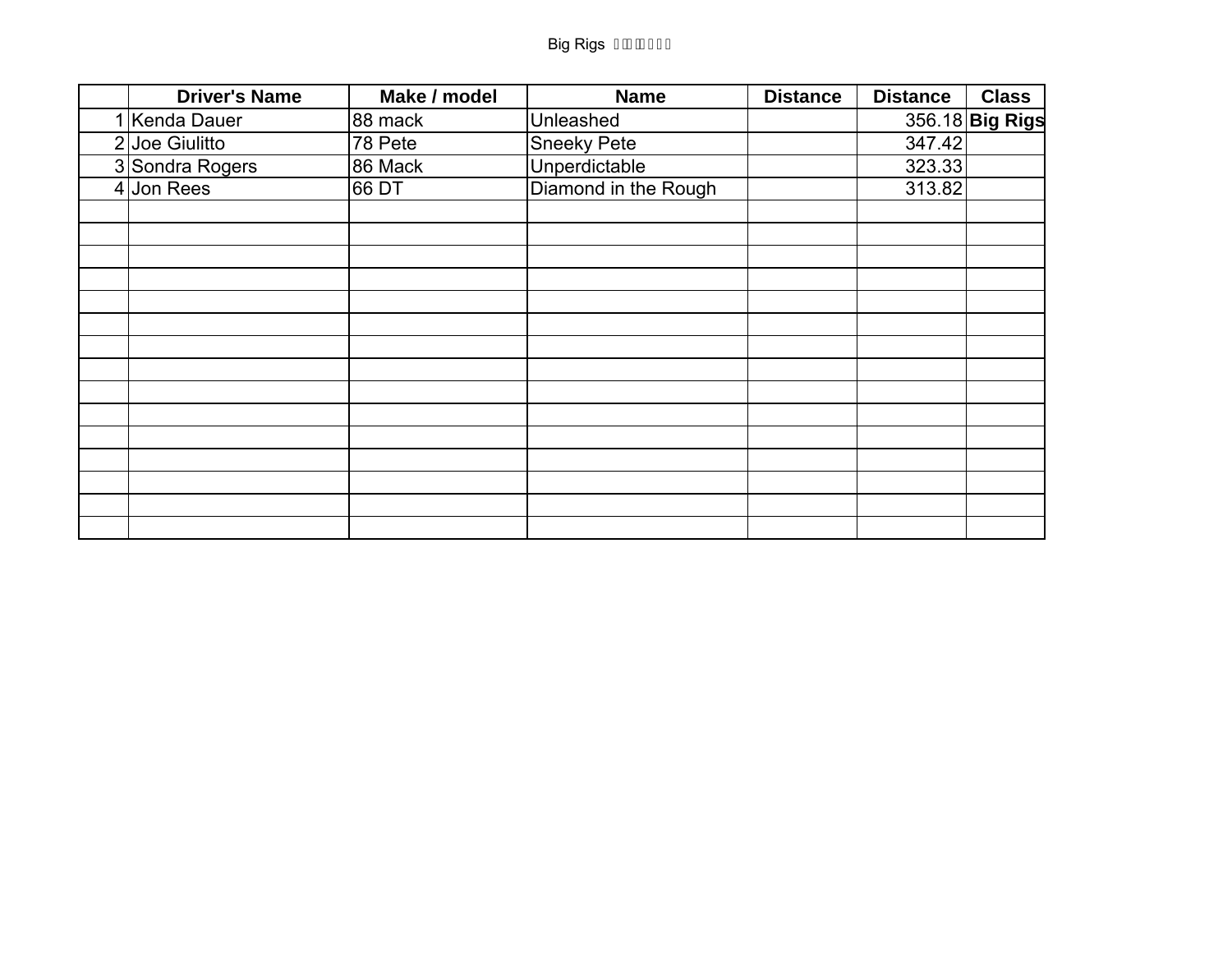Big Rigs

| | Driver's Name | Make / model | Name | Distance | Distance | Class |
|---|---|---|---|---|---|---|
| 1 | Kenda Dauer | 88 mack | Unleashed | | 356.18 | **Big Rigs** |
| 2 | Joe Giulitto | 78 Pete | Sneeky Pete | | 347.42 | |
| 3 | Sondra Rogers | 86 Mack | Unperdictable | | 323.33 | |
| 4 | Jon Rees | 66 DT | Diamond in the Rough | | 313.82 | |
| | | | | | | |
| | | | | | | |
| | | | | | | |
| | | | | | | |
| | | | | | | |
| | | | | | | |
| | | | | | | |
| | | | | | | |
| | | | | | | |
| | | | | | | |
| | | | | | | |
| | | | | | | |
| | | | | | | |
| | | | | | | |
| | | | | | | |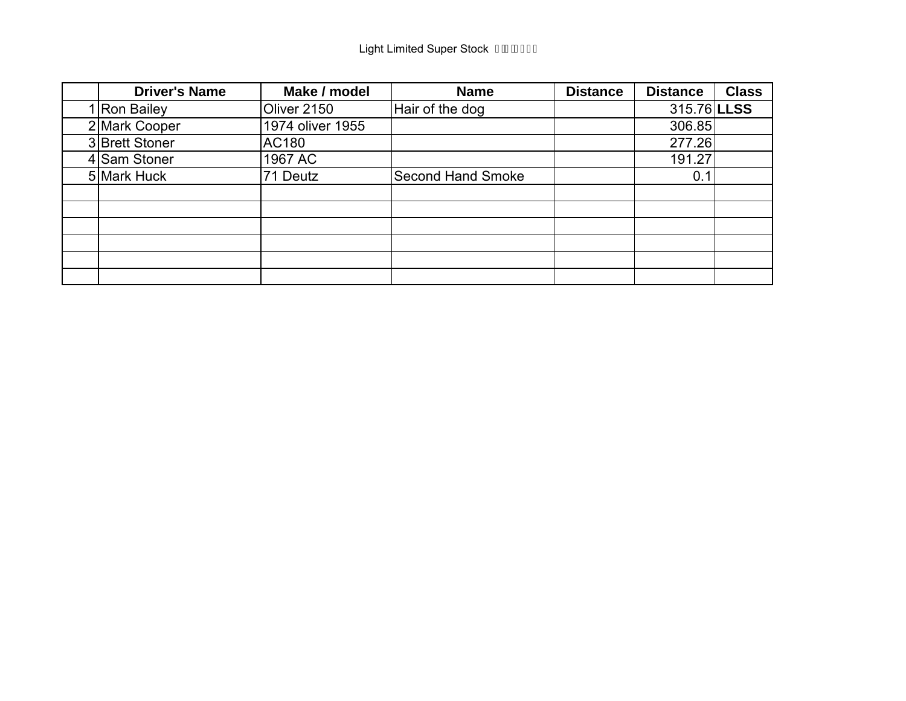Light Limited Super Stock

| | Driver's Name | Make / model | Name | Distance | Distance | Class |
|---|---|---|---|---|---|---|
| 1 | Ron Bailey | Oliver 2150 | Hair of the dog | | 315.76 | **LLSS** |
| 2 | Mark Cooper | 1974 oliver 1955 | | | 306.85 | |
| 3 | Brett Stoner | AC180 | | | 277.26 | |
| 4 | Sam Stoner | 1967 AC | | | 191.27 | |
| 5 | Mark Huck | 71 Deutz | Second Hand Smoke | | 0.1 | |
| | | | | | | |
| | | | | | | |
| | | | | | | |
| | | | | | | |
| | | | | | | |
| | | | | | | |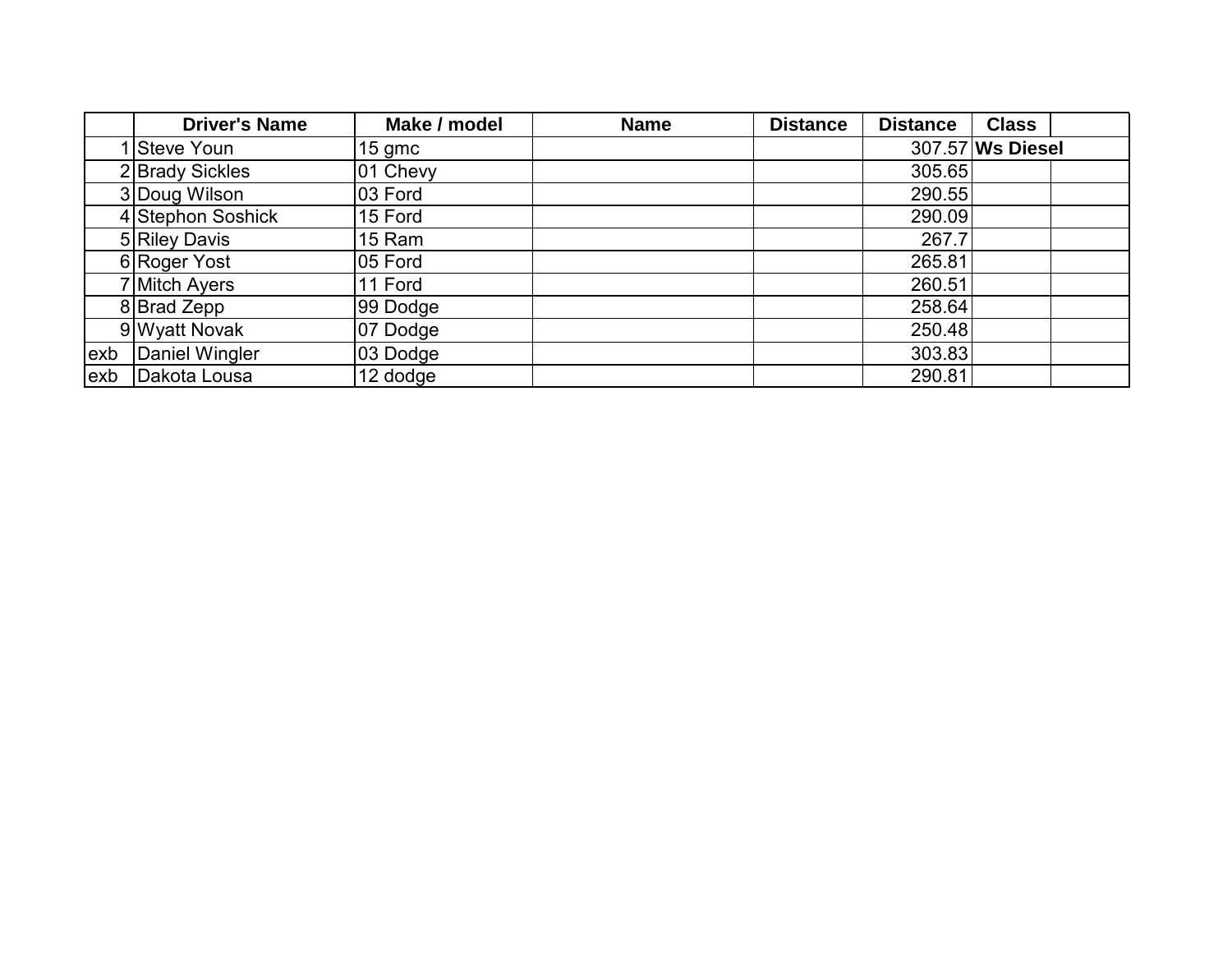|  | Driver's Name | Make / model | Name | Distance | Distance | Class |  |
|---|---|---|---|---|---|---|---|
| 1 | Steve Youn | 15 gmc |  |  | 307.57 | **Ws Diesel** |  |
| 2 | Brady Sickles | 01 Chevy |  |  | 305.65 |  |  |
| 3 | Doug Wilson | 03 Ford |  |  | 290.55 |  |  |
| 4 | Stephon Soshick | 15 Ford |  |  | 290.09 |  |  |
| 5 | Riley Davis | 15 Ram |  |  | 267.7 |  |  |
| 6 | Roger Yost | 05 Ford |  |  | 265.81 |  |  |
| 7 | Mitch Ayers | 11 Ford |  |  | 260.51 |  |  |
| 8 | Brad Zepp | 99 Dodge |  |  | 258.64 |  |  |
| 9 | Wyatt Novak | 07 Dodge |  |  | 250.48 |  |  |
| exb | Daniel Wingler | 03 Dodge |  |  | 303.83 |  |  |
| exb | Dakota Lousa | 12 dodge |  |  | 290.81 |  |  |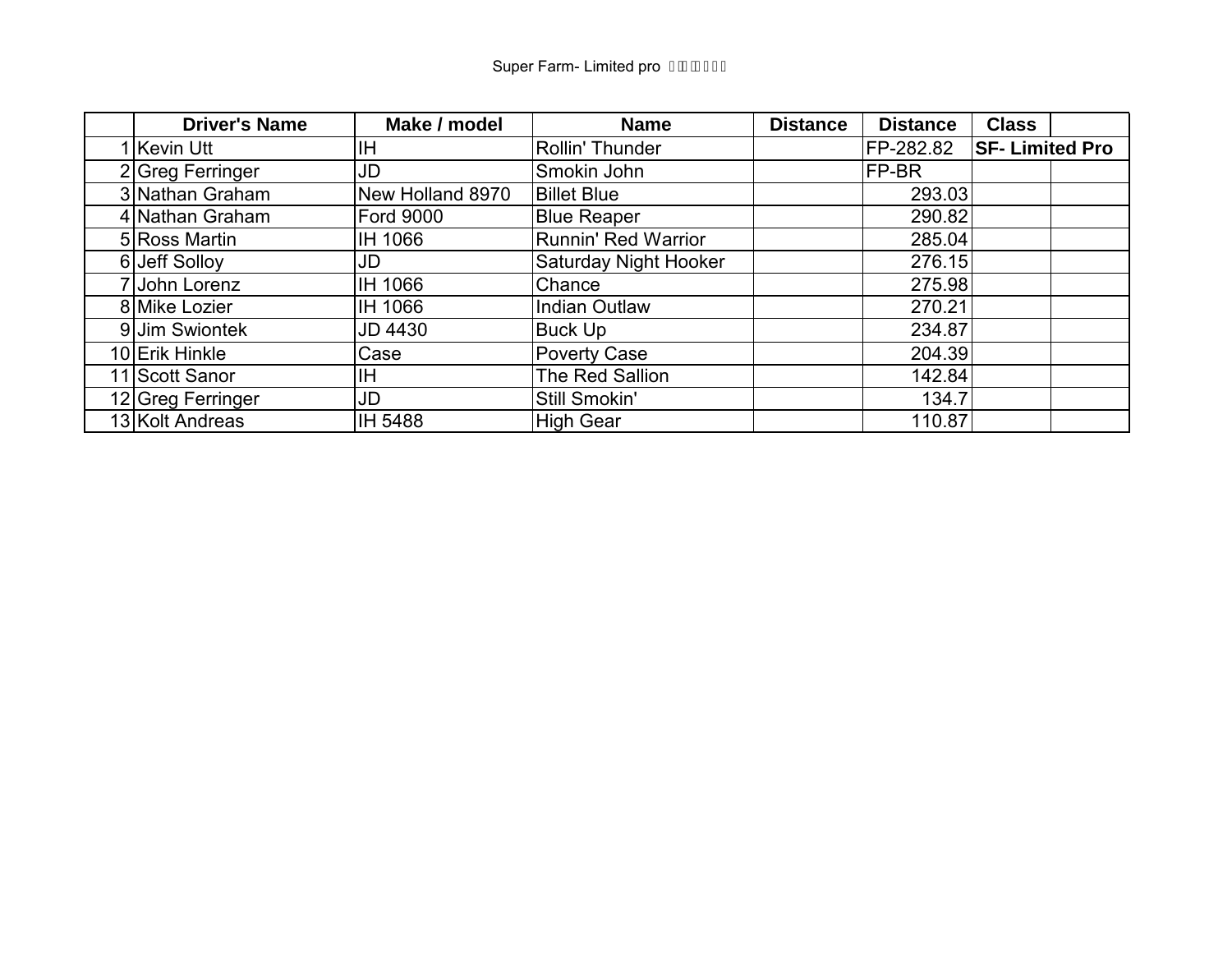Super Farm- Limited pro

| | Driver's Name | Make / model | Name | Distance | Distance | Class | |
|---|---|---|---|---|---|---|---|
| 1 | Kevin Utt | IH | Rollin' Thunder | | FP-282.82 | SF- Limited Pro | |
| 2 | Greg Ferringer | JD | Smokin John | | FP-BR | | |
| 3 | Nathan Graham | New Holland 8970 | Billet Blue | | 293.03 | | |
| 4 | Nathan Graham | Ford 9000 | Blue Reaper | | 290.82 | | |
| 5 | Ross Martin | IH 1066 | Runnin' Red Warrior | | 285.04 | | |
| 6 | Jeff Solloy | JD | Saturday Night Hooker | | 276.15 | | |
| 7 | John Lorenz | IH 1066 | Chance | | 275.98 | | |
| 8 | Mike Lozier | IH 1066 | Indian Outlaw | | 270.21 | | |
| 9 | Jim Swiontek | JD 4430 | Buck Up | | 234.87 | | |
| 10 | Erik Hinkle | Case | Poverty Case | | 204.39 | | |
| 11 | Scott Sanor | IH | The Red Sallion | | 142.84 | | |
| 12 | Greg Ferringer | JD | Still Smokin' | | 134.7 | | |
| 13 | Kolt Andreas | IH 5488 | High Gear | | 110.87 | | |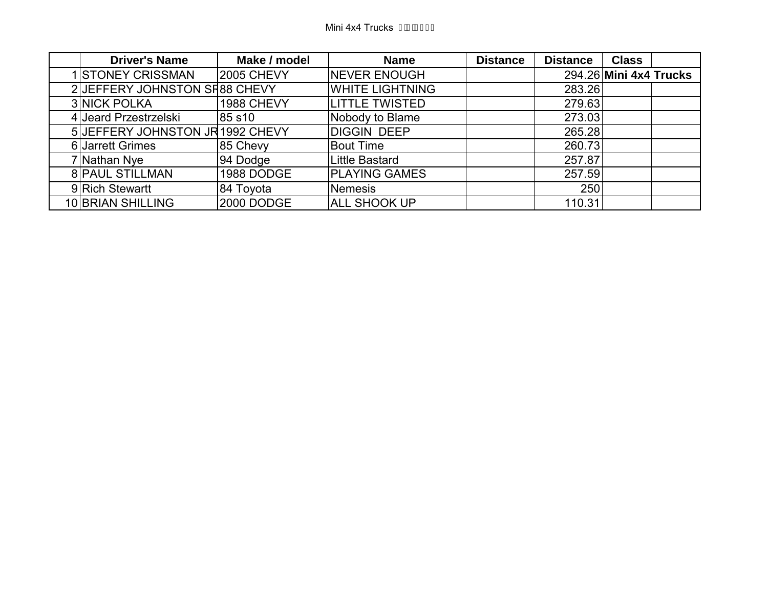Mini 4x4 Trucks

| | Driver's Name | Make / model | Name | Distance | Distance | Class | |
|---|---|---|---|---|---|---|---|
| 1 | STONEY CRISSMAN | 2005 CHEVY | NEVER ENOUGH | | 294.26 | **Mini 4x4 Trucks** | |
| 2 | JEFFERY JOHNSTON SR | 88 CHEVY | WHITE LIGHTNING | | 283.26 | | |
| 3 | NICK POLKA | 1988 CHEVY | LITTLE TWISTED | | 279.63 | | |
| 4 | Jeard Przestrzelski | 85 s10 | Nobody to Blame | | 273.03 | | |
| 5 | JEFFERY JOHNSTON JR | 1992 CHEVY | DIGGIN DEEP | | 265.28 | | |
| 6 | Jarrett Grimes | 85 Chevy | Bout Time | | 260.73 | | |
| 7 | Nathan Nye | 94 Dodge | Little Bastard | | 257.87 | | |
| 8 | PAUL STILLMAN | 1988 DODGE | PLAYING GAMES | | 257.59 | | |
| 9 | Rich Stewartt | 84 Toyota | Nemesis | | 250 | | |
| 10 | BRIAN SHILLING | 2000 DODGE | ALL SHOOK UP | | 110.31 | | |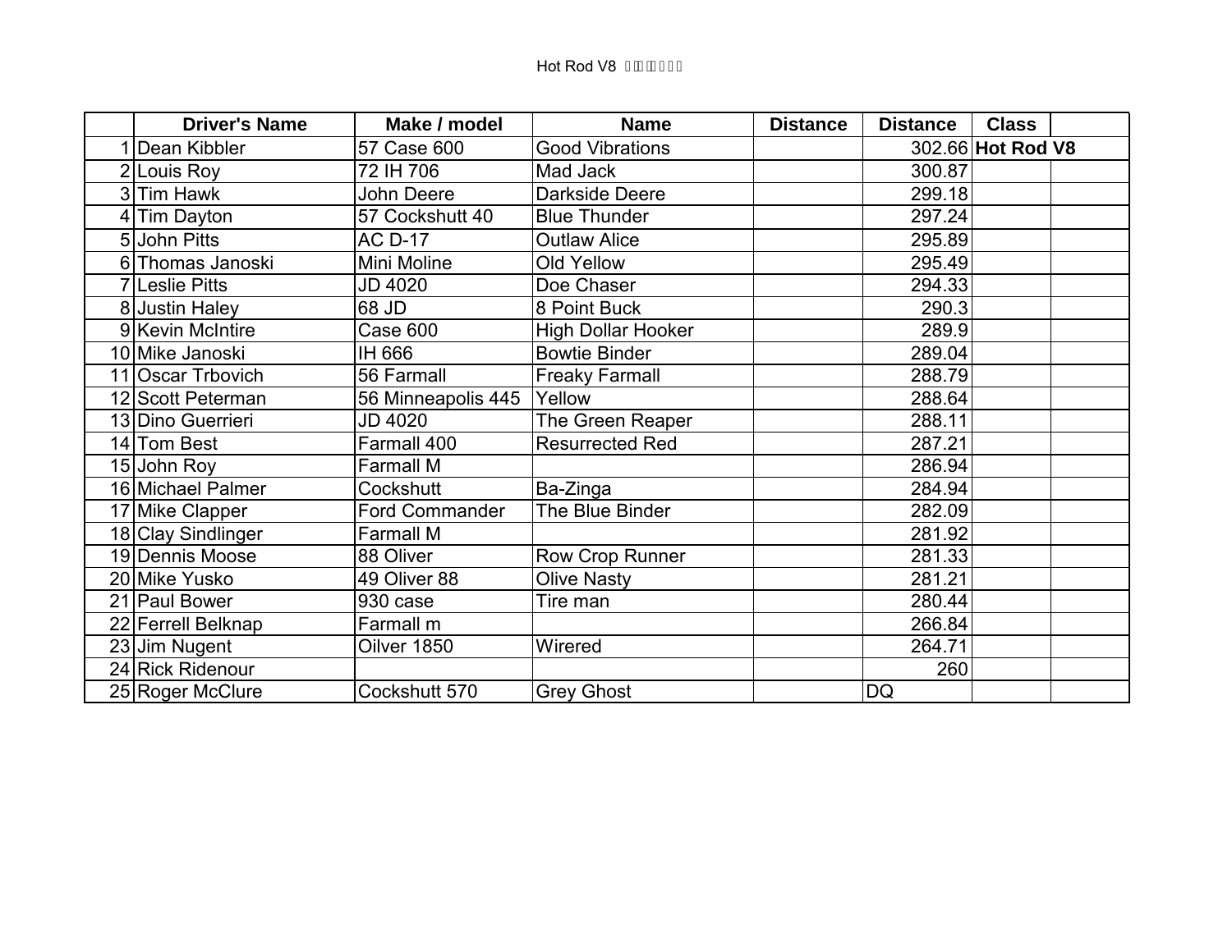Hot Rod V8

| | Driver's Name | Make / model | Name | Distance | Distance | Class | |
|---|---|---|---|---|---|---|---|
| 1 | Dean Kibbler | 57 Case 600 | Good Vibrations | | 302.66 | **Hot Rod V8** | |
| 2 | Louis Roy | 72 IH 706 | Mad Jack | | 300.87 | | |
| 3 | Tim Hawk | John Deere | Darkside Deere | | 299.18 | | |
| 4 | Tim Dayton | 57 Cockshutt 40 | Blue Thunder | | 297.24 | | |
| 5 | John Pitts | AC D-17 | Outlaw Alice | | 295.89 | | |
| 6 | Thomas Janoski | Mini Moline | Old Yellow | | 295.49 | | |
| 7 | Leslie Pitts | JD 4020 | Doe Chaser | | 294.33 | | |
| 8 | Justin Haley | 68 JD | 8 Point Buck | | 290.3 | | |
| 9 | Kevin McIntire | Case 600 | High Dollar Hooker | | 289.9 | | |
| 10 | Mike Janoski | IH 666 | Bowtie Binder | | 289.04 | | |
| 11 | Oscar Trbovich | 56 Farmall | Freaky Farmall | | 288.79 | | |
| 12 | Scott Peterman | 56 Minneapolis 445 | Yellow | | 288.64 | | |
| 13 | Dino Guerrieri | JD 4020 | The Green Reaper | | 288.11 | | |
| 14 | Tom Best | Farmall 400 | Resurrected Red | | 287.21 | | |
| 15 | John Roy | Farmall M | | | 286.94 | | |
| 16 | Michael Palmer | Cockshutt | Ba-Zinga | | 284.94 | | |
| 17 | Mike Clapper | Ford Commander | The Blue Binder | | 282.09 | | |
| 18 | Clay Sindlinger | Farmall M | | | 281.92 | | |
| 19 | Dennis Moose | 88 Oliver | Row Crop Runner | | 281.33 | | |
| 20 | Mike Yusko | 49 Oliver 88 | Olive Nasty | | 281.21 | | |
| 21 | Paul Bower | 930 case | Tire man | | 280.44 | | |
| 22 | Ferrell Belknap | Farmall m | | | 266.84 | | |
| 23 | Jim Nugent | Oilver 1850 | Wirered | | 264.71 | | |
| 24 | Rick Ridenour | | | | 260 | | |
| 25 | Roger McClure | Cockshutt 570 | Grey Ghost | | DQ | | |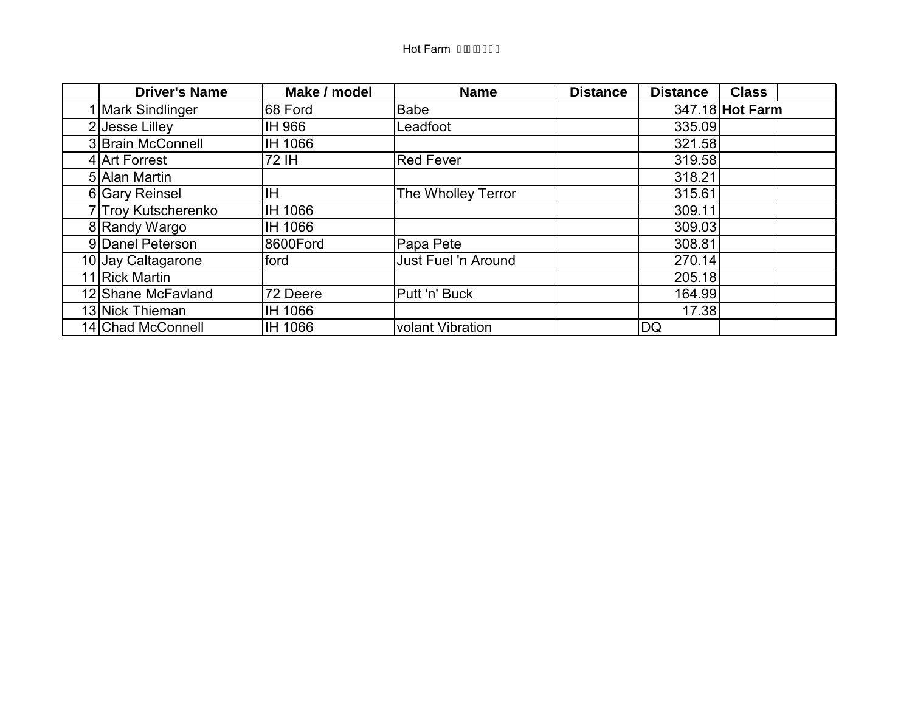Hot Farm

| | Driver's Name | Make / model | Name | Distance | Distance | Class | |
|---|---|---|---|---|---|---|---|
| 1 | Mark Sindlinger | 68 Ford | Babe | | 347.18 | **Hot Farm** | |
| 2 | Jesse Lilley | IH 966 | Leadfoot | | 335.09 | | |
| 3 | Brain McConnell | IH 1066 | | | 321.58 | | |
| 4 | Art Forrest | 72 IH | Red Fever | | 319.58 | | |
| 5 | Alan Martin | | | | 318.21 | | |
| 6 | Gary Reinsel | IH | The Wholley Terror | | 315.61 | | |
| 7 | Troy Kutscherenko | IH 1066 | | | 309.11 | | |
| 8 | Randy Wargo | IH 1066 | | | 309.03 | | |
| 9 | Danel Peterson | 8600Ford | Papa Pete | | 308.81 | | |
| 10 | Jay Caltagarone | ford | Just Fuel 'n Around | | 270.14 | | |
| 11 | Rick Martin | | | | 205.18 | | |
| 12 | Shane McFavland | 72 Deere | Putt 'n' Buck | | 164.99 | | |
| 13 | Nick Thieman | IH 1066 | | | 17.38 | | |
| 14 | Chad McConnell | IH 1066 | volant Vibration | | DQ | | |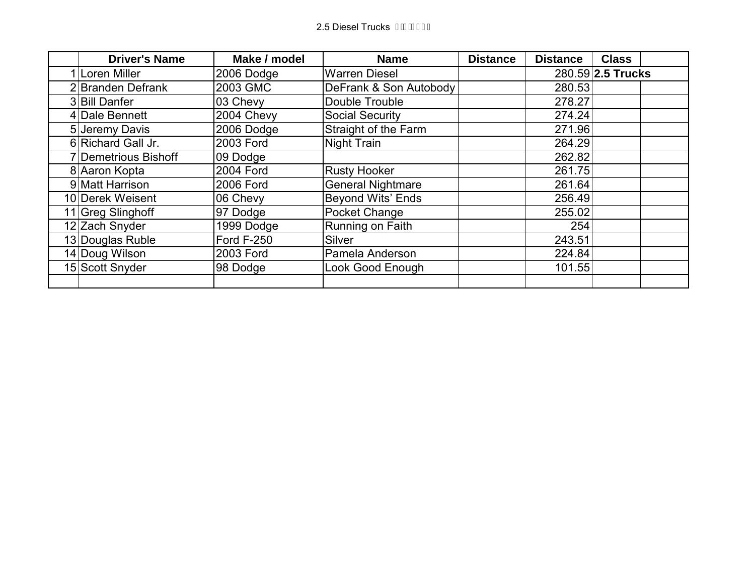2.5 Diesel Trucks

| | Driver's Name | Make / model | Name | Distance | Distance | Class | |
|---|---|---|---|---|---|---|---|
| 1 | Loren Miller | 2006 Dodge | Warren Diesel | | 280.59 | **2.5 Trucks** | |
| 2 | Branden Defrank | 2003 GMC | DeFrank & Son Autobody | | 280.53 | | |
| 3 | Bill Danfer | 03 Chevy | Double Trouble | | 278.27 | | |
| 4 | Dale Bennett | 2004 Chevy | Social Security | | 274.24 | | |
| 5 | Jeremy Davis | 2006 Dodge | Straight of the Farm | | 271.96 | | |
| 6 | Richard Gall Jr. | 2003 Ford | Night Train | | 264.29 | | |
| 7 | Demetrious Bishoff | 09 Dodge | | | 262.82 | | |
| 8 | Aaron Kopta | 2004 Ford | Rusty Hooker | | 261.75 | | |
| 9 | Matt Harrison | 2006 Ford | General Nightmare | | 261.64 | | |
| 10 | Derek Weisent | 06 Chevy | Beyond Wits' Ends | | 256.49 | | |
| 11 | Greg Slinghoff | 97 Dodge | Pocket Change | | 255.02 | | |
| 12 | Zach Snyder | 1999 Dodge | Running on Faith | | 254 | | |
| 13 | Douglas Ruble | Ford F-250 | Silver | | 243.51 | | |
| 14 | Doug Wilson | 2003 Ford | Pamela Anderson | | 224.84 | | |
| 15 | Scott Snyder | 98 Dodge | Look Good Enough | | 101.55 | | |
| | | | | | | | |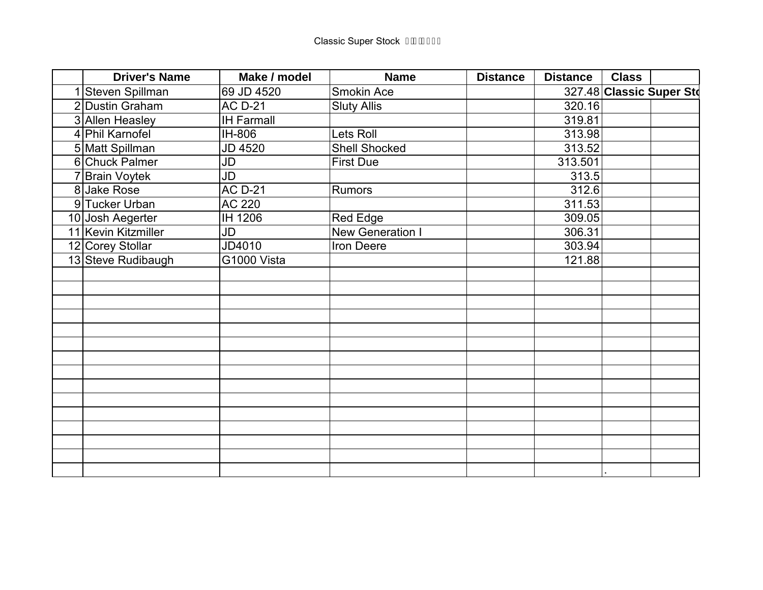Classic Super Stock

| | Driver's Name | Make / model | Name | Distance | Distance | Class | |
|---|---|---|---|---|---|---|---|
| 1 | Steven Spillman | 69 JD 4520 | Smokin Ace | | 327.48 | Classic Super Sto | |
| 2 | Dustin Graham | AC D-21 | Sluty Allis | | 320.16 | | |
| 3 | Allen Heasley | IH Farmall | | | 319.81 | | |
| 4 | Phil Karnofel | IH-806 | Lets Roll | | 313.98 | | |
| 5 | Matt Spillman | JD 4520 | Shell Shocked | | 313.52 | | |
| 6 | Chuck Palmer | JD | First Due | | 313.501 | | |
| 7 | Brain Voytek | JD | | | 313.5 | | |
| 8 | Jake Rose | AC D-21 | Rumors | | 312.6 | | |
| 9 | Tucker Urban | AC 220 | | | 311.53 | | |
| 10 | Josh Aegerter | IH 1206 | Red Edge | | 309.05 | | |
| 11 | Kevin Kitzmiller | JD | New Generation I | | 306.31 | | |
| 12 | Corey Stollar | JD4010 | Iron Deere | | 303.94 | | |
| 13 | Steve Rudibaugh | G1000 Vista | | | 121.88 | | |
| | | | | | | | |
| | | | | | | | |
| | | | | | | | |
| | | | | | | | |
| | | | | | | | |
| | | | | | | | |
| | | | | | | | |
| | | | | | | | |
| | | | | | | | |
| | | | | | | | |
| | | | | | | | |
| | | | | | | | |
| | | | | | | | |
| | | | | | | | |
| | | | | | | . | |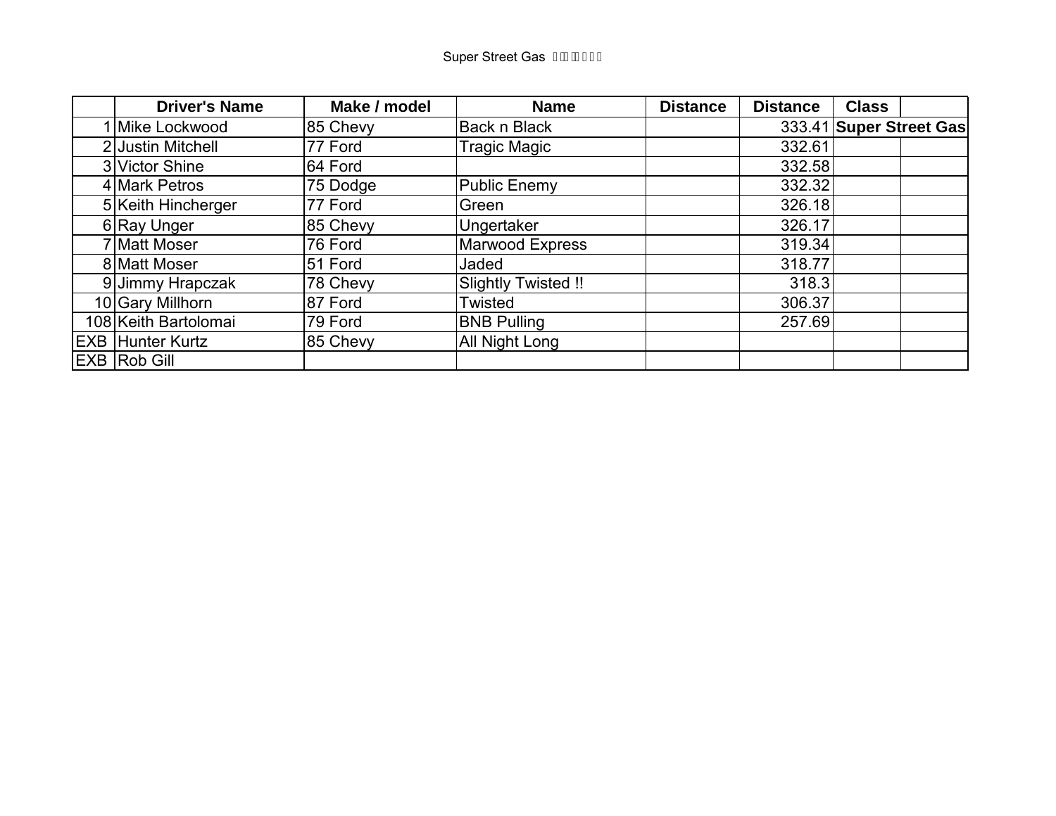Super Street Gas

| | Driver's Name | Make / model | Name | Distance | Distance | Class | |
|---|---|---|---|---|---|---|---|
| 1 | Mike Lockwood | 85 Chevy | Back n Black | | 333.41 | **Super Street Gas** | |
| 2 | Justin Mitchell | 77 Ford | Tragic Magic | | 332.61 | | |
| 3 | Victor Shine | 64 Ford | | | 332.58 | | |
| 4 | Mark Petros | 75 Dodge | Public Enemy | | 332.32 | | |
| 5 | Keith Hincherger | 77 Ford | Green | | 326.18 | | |
| 6 | Ray Unger | 85 Chevy | Ungertaker | | 326.17 | | |
| 7 | Matt Moser | 76 Ford | Marwood Express | | 319.34 | | |
| 8 | Matt Moser | 51 Ford | Jaded | | 318.77 | | |
| 9 | Jimmy Hrapczak | 78 Chevy | Slightly Twisted !! | | 318.3 | | |
| 10 | Gary Millhorn | 87 Ford | Twisted | | 306.37 | | |
| 108 | Keith Bartolomai | 79 Ford | BNB Pulling | | 257.69 | | |
| EXB | Hunter Kurtz | 85 Chevy | All Night Long | | | | |
| EXB | Rob Gill | | | | | | |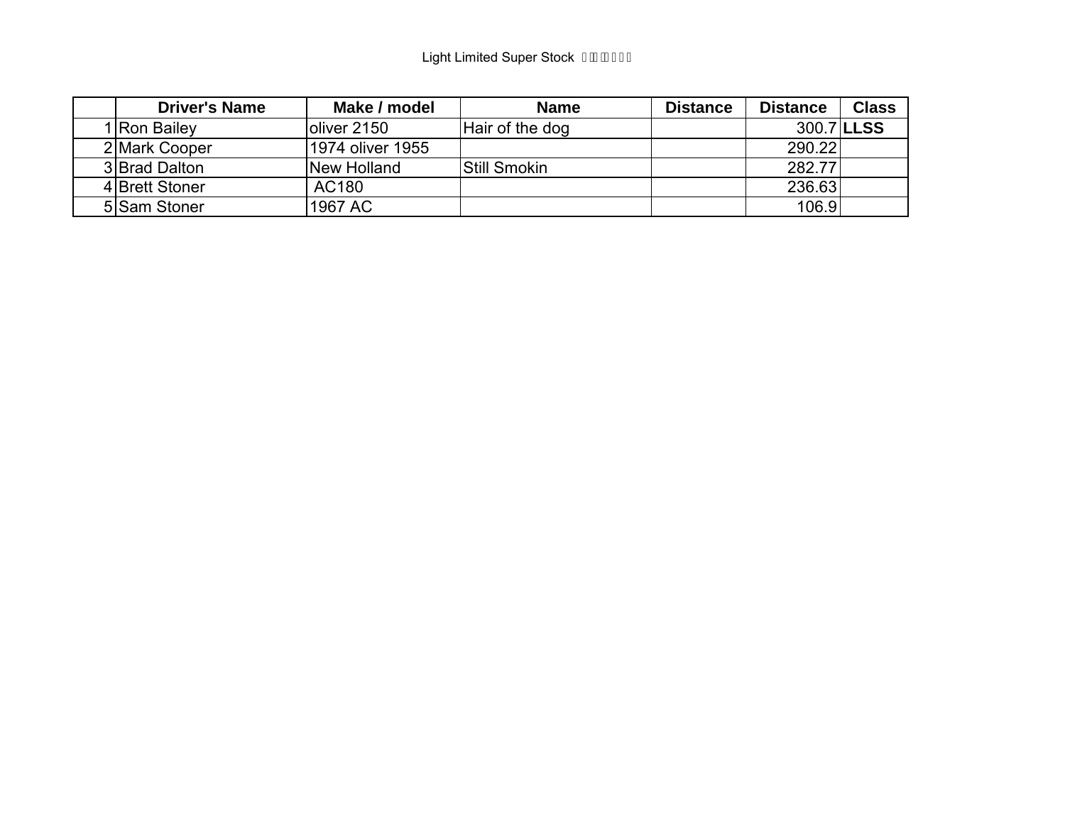Light Limited Super Stock

| | Driver's Name | Make / model | Name | Distance | Distance | Class |
|---|---|---|---|---|---|---|
| 1 | Ron Bailey | oliver 2150 | Hair of the dog | | 300.7 | **LLSS** |
| 2 | Mark Cooper | 1974 oliver 1955 | | | 290.22 | |
| 3 | Brad Dalton | New Holland | Still Smokin | | 282.77 | |
| 4 | Brett Stoner | AC180 | | | 236.63 | |
| 5 | Sam Stoner | 1967 AC | | | 106.9 | |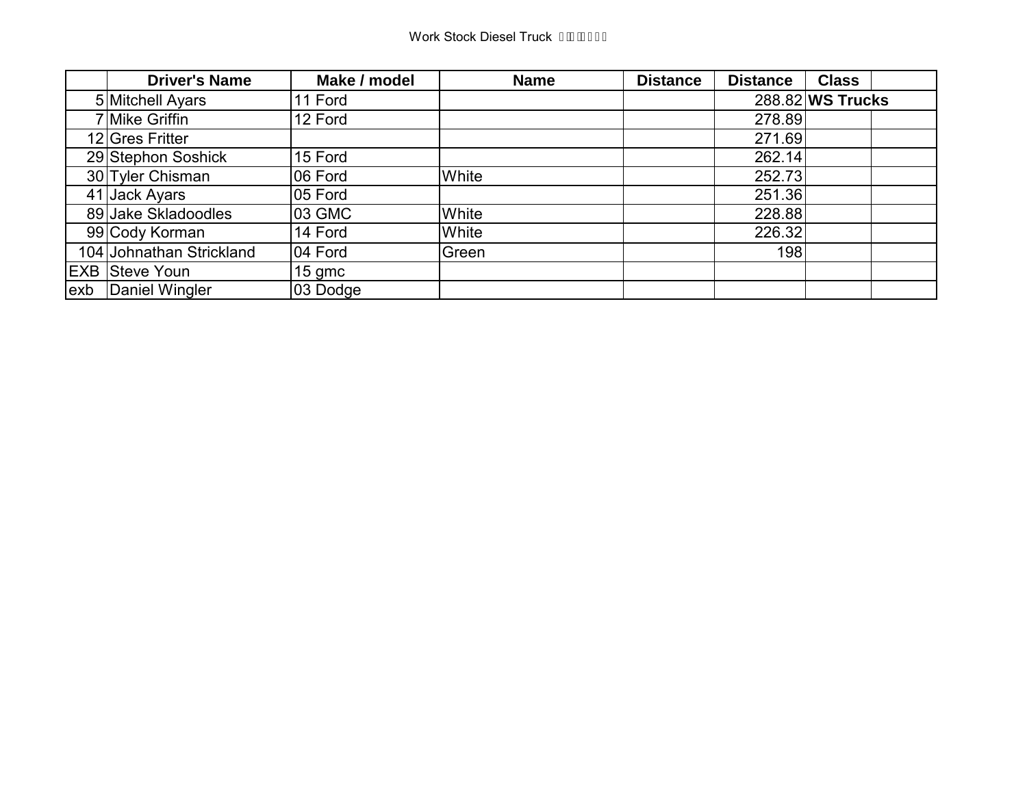Work Stock Diesel Truck

| | Driver's Name | Make / model | Name | Distance | Distance | Class | |
|---|---|---|---|---|---|---|---|
| 5 | Mitchell Ayars | 11 Ford | | | 288.82 | **WS Trucks** | |
| 7 | Mike Griffin | 12 Ford | | | 278.89 | | |
| 12 | Gres Fritter | | | | 271.69 | | |
| 29 | Stephon Soshick | 15 Ford | | | 262.14 | | |
| 30 | Tyler Chisman | 06 Ford | White | | 252.73 | | |
| 41 | Jack Ayars | 05 Ford | | | 251.36 | | |
| 89 | Jake Skladoodles | 03 GMC | White | | 228.88 | | |
| 99 | Cody Korman | 14 Ford | White | | 226.32 | | |
| 104 | Johnathan Strickland | 04 Ford | Green | | 198 | | |
| EXB | Steve Youn | 15 gmc | | | | | |
| exb | Daniel Wingler | 03 Dodge | | | | | |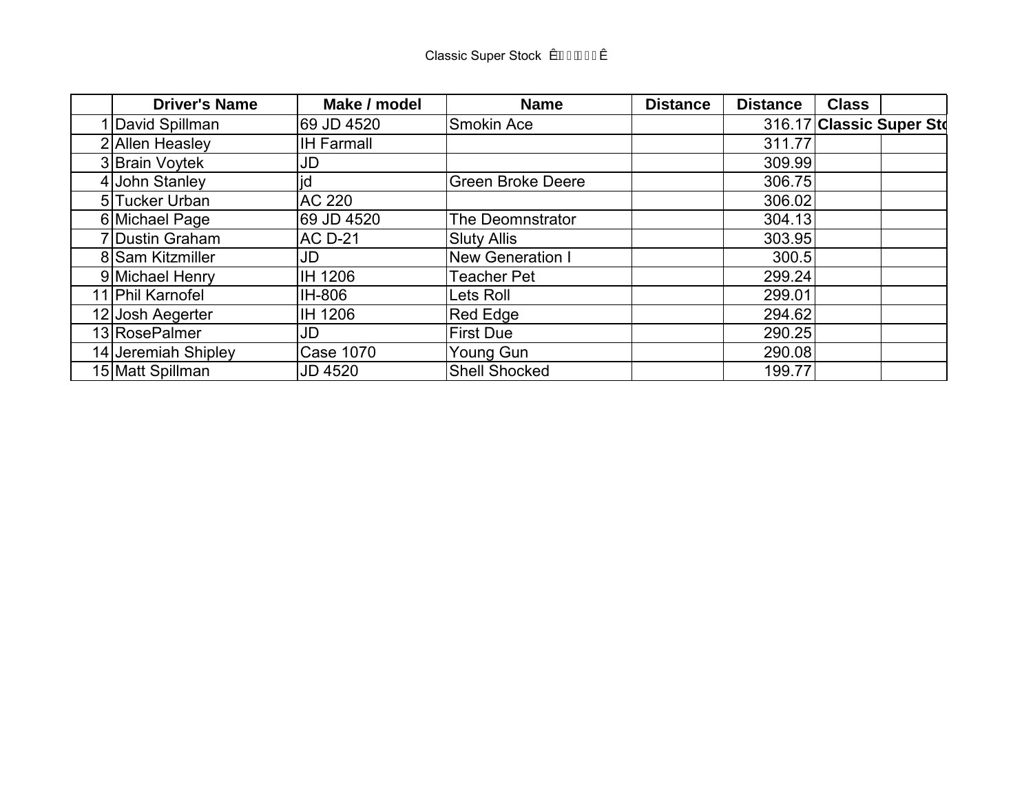Classic Super Stock Ê Ê

| | Driver's Name | Make / model | Name | Distance | Distance | Class | |
|---|---|---|---|---|---|---|---|
| 1 | David Spillman | 69 JD 4520 | Smokin Ace | | 316.17 | **Classic Super Sto** | |
| 2 | Allen Heasley | IH Farmall | | | 311.77 | | |
| 3 | Brain Voytek | JD | | | 309.99 | | |
| 4 | John Stanley | jd | Green Broke Deere | | 306.75 | | |
| 5 | Tucker Urban | AC 220 | | | 306.02 | | |
| 6 | Michael Page | 69 JD 4520 | The Deomnstrator | | 304.13 | | |
| 7 | Dustin Graham | AC D-21 | Sluty Allis | | 303.95 | | |
| 8 | Sam Kitzmiller | JD | New Generation I | | 300.5 | | |
| 9 | Michael Henry | IH 1206 | Teacher Pet | | 299.24 | | |
| 11 | Phil Karnofel | IH-806 | Lets Roll | | 299.01 | | |
| 12 | Josh Aegerter | IH 1206 | Red Edge | | 294.62 | | |
| 13 | RosePalmer | JD | First Due | | 290.25 | | |
| 14 | Jeremiah Shipley | Case 1070 | Young Gun | | 290.08 | | |
| 15 | Matt Spillman | JD 4520 | Shell Shocked | | 199.77 | | |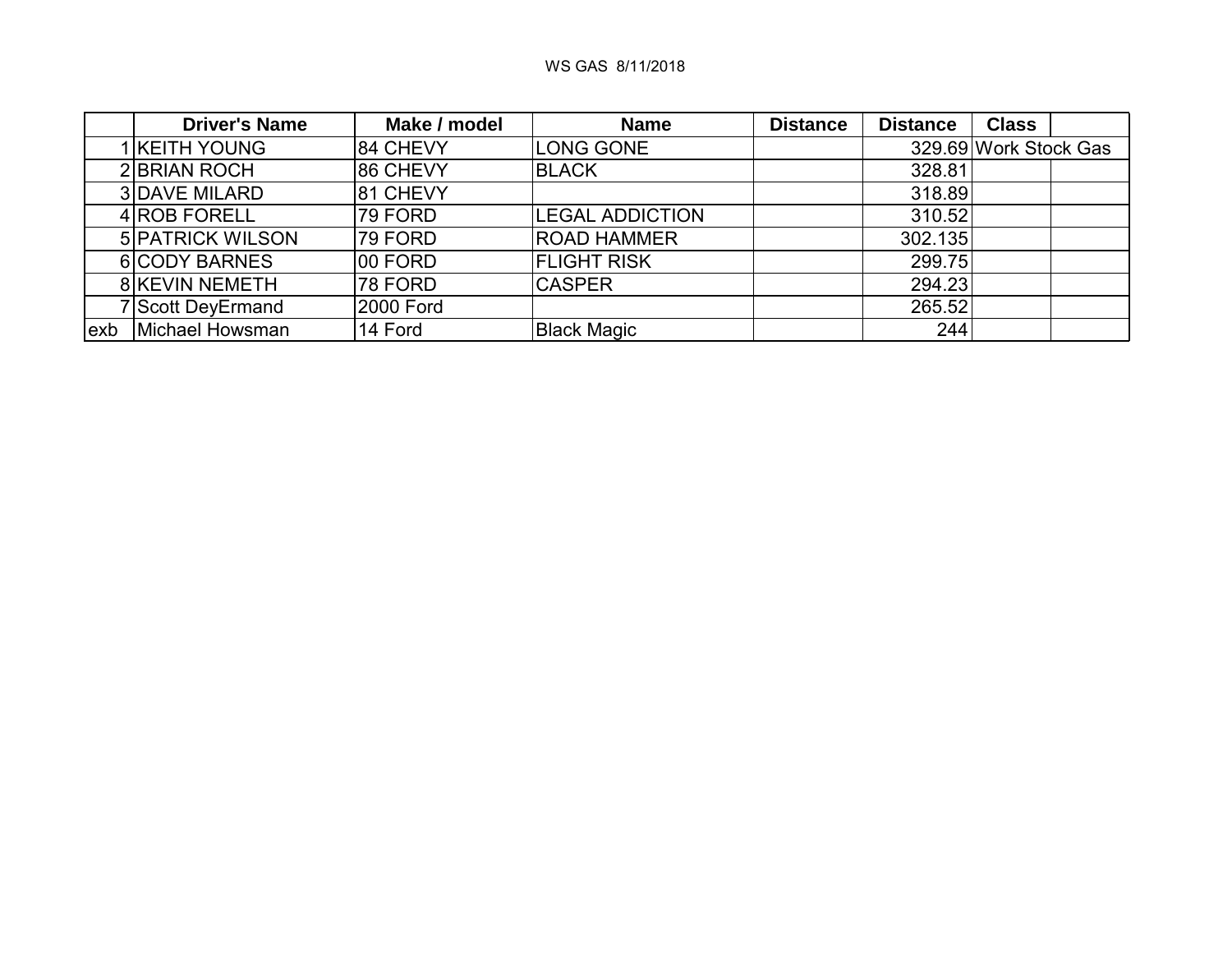WS GAS 8/11/2018

| | Driver's Name | Make / model | Name | Distance | Distance | Class | |
|---|---|---|---|---|---|---|---|
| 1 | KEITH YOUNG | 84 CHEVY | LONG GONE | | 329.69 | Work Stock Gas | |
| 2 | BRIAN ROCH | 86 CHEVY | BLACK | | 328.81 | | |
| 3 | DAVE MILARD | 81 CHEVY | | | 318.89 | | |
| 4 | ROB FORELL | 79 FORD | LEGAL ADDICTION | | 310.52 | | |
| 5 | PATRICK WILSON | 79 FORD | ROAD HAMMER | | 302.135 | | |
| 6 | CODY BARNES | 00 FORD | FLIGHT RISK | | 299.75 | | |
| 8 | KEVIN NEMETH | 78 FORD | CASPER | | 294.23 | | |
| 7 | Scott DeyErmand | 2000 Ford | | | 265.52 | | |
| exb | Michael Howsman | 14 Ford | Black Magic | | 244 | | |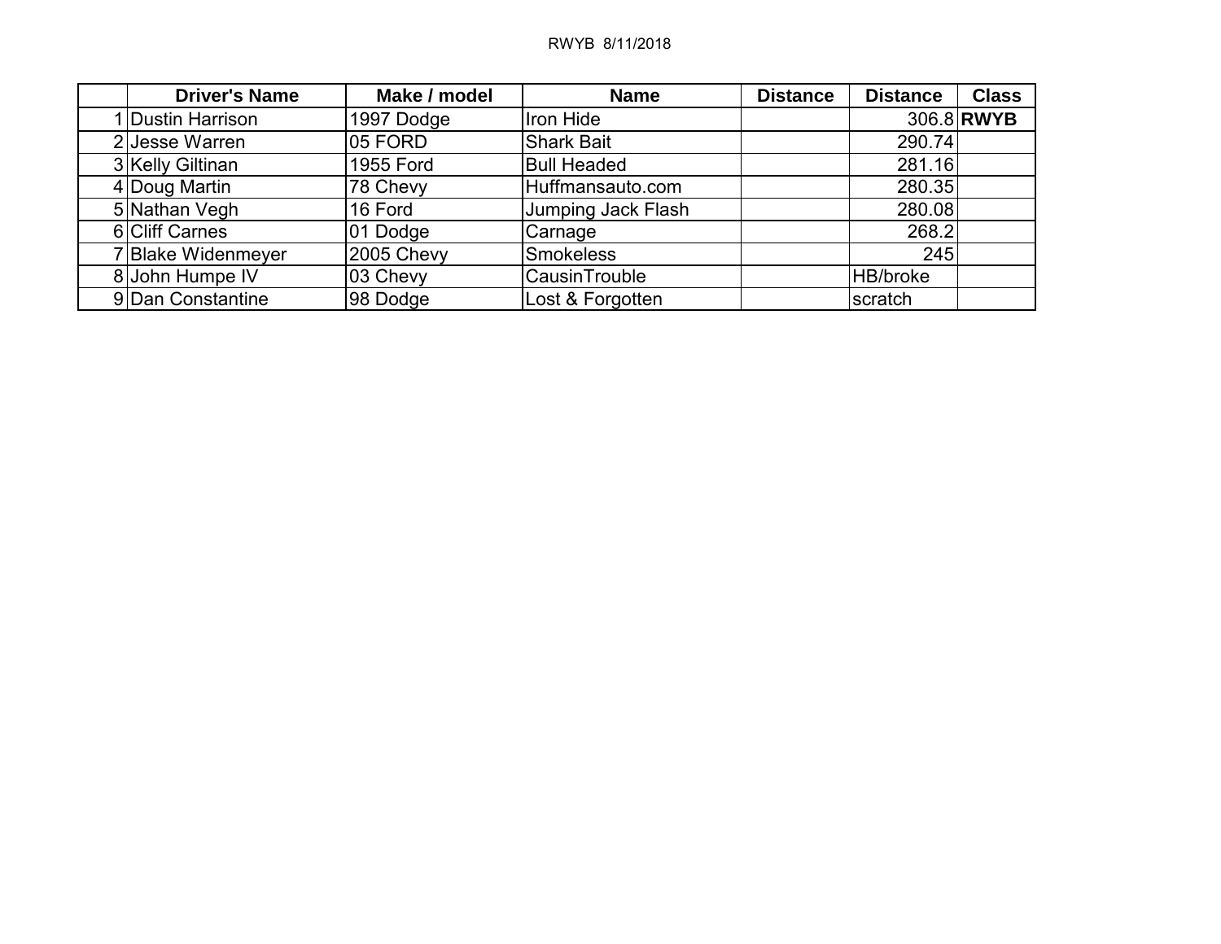RWYB 8/11/2018

| | Driver's Name | Make / model | Name | Distance | Distance | Class |
|---|---|---|---|---|---|---|
| 1 | Dustin Harrison | 1997 Dodge | Iron Hide | | 306.8 | **RWYB** |
| 2 | Jesse Warren | 05 FORD | Shark Bait | | 290.74 | |
| 3 | Kelly Giltinan | 1955 Ford | Bull Headed | | 281.16 | |
| 4 | Doug Martin | 78 Chevy | Huffmansauto.com | | 280.35 | |
| 5 | Nathan Vegh | 16 Ford | Jumping Jack Flash | | 280.08 | |
| 6 | Cliff Carnes | 01 Dodge | Carnage | | 268.2 | |
| 7 | Blake Widenmeyer | 2005 Chevy | Smokeless | | 245 | |
| 8 | John Humpe IV | 03 Chevy | CausinTrouble | | HB/broke | |
| 9 | Dan Constantine | 98 Dodge | Lost & Forgotten | | scratch | |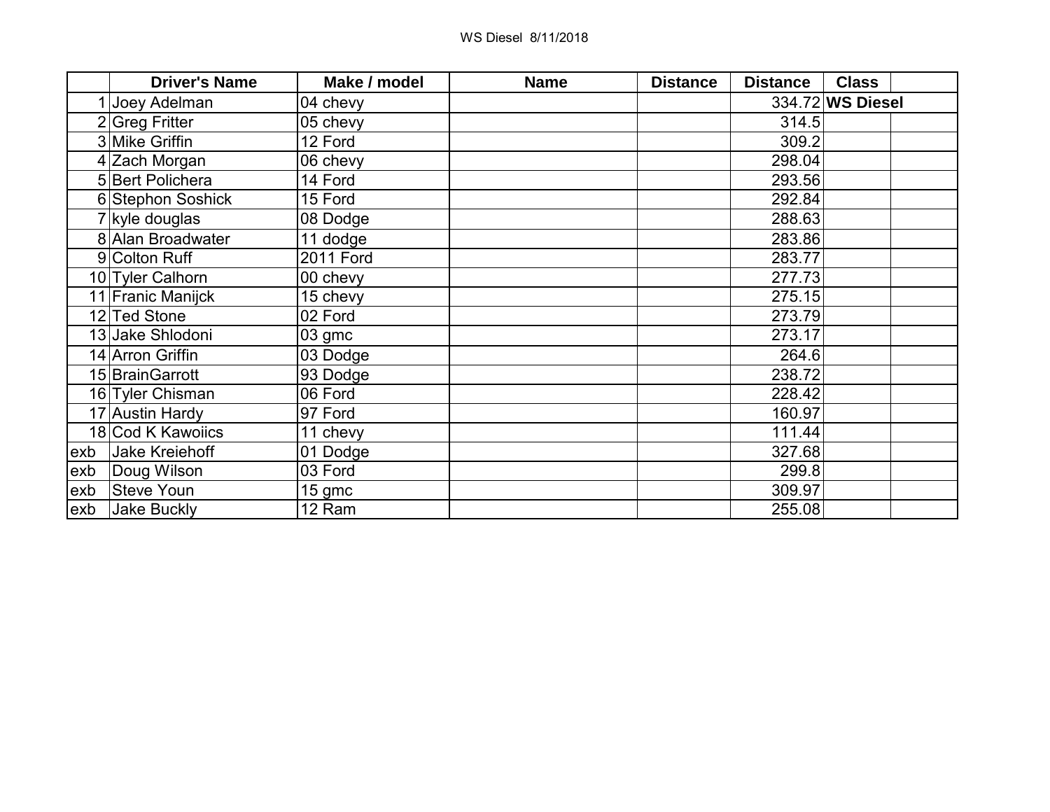WS Diesel 8/11/2018

| | Driver's Name | Make / model | Name | Distance | Distance | Class | |
|---|---|---|---|---|---|---|---|
| 1 | Joey Adelman | 04 chevy | | | 334.72 | **WS Diesel** | |
| 2 | Greg Fritter | 05 chevy | | | 314.5 | | |
| 3 | Mike Griffin | 12 Ford | | | 309.2 | | |
| 4 | Zach Morgan | 06 chevy | | | 298.04 | | |
| 5 | Bert Polichera | 14 Ford | | | 293.56 | | |
| 6 | Stephon Soshick | 15 Ford | | | 292.84 | | |
| 7 | kyle douglas | 08 Dodge | | | 288.63 | | |
| 8 | Alan Broadwater | 11 dodge | | | 283.86 | | |
| 9 | Colton Ruff | 2011 Ford | | | 283.77 | | |
| 10 | Tyler Calhorn | 00 chevy | | | 277.73 | | |
| 11 | Franic Manijck | 15 chevy | | | 275.15 | | |
| 12 | Ted Stone | 02 Ford | | | 273.79 | | |
| 13 | Jake Shlodoni | 03 gmc | | | 273.17 | | |
| 14 | Arron Griffin | 03 Dodge | | | 264.6 | | |
| 15 | BrainGarrott | 93 Dodge | | | 238.72 | | |
| 16 | Tyler Chisman | 06 Ford | | | 228.42 | | |
| 17 | Austin Hardy | 97 Ford | | | 160.97 | | |
| 18 | Cod K Kawoiics | 11 chevy | | | 111.44 | | |
| exb | Jake Kreiehoff | 01 Dodge | | | 327.68 | | |
| exb | Doug Wilson | 03 Ford | | | 299.8 | | |
| exb | Steve Youn | 15 gmc | | | 309.97 | | |
| exb | Jake Buckly | 12 Ram | | | 255.08 | | |